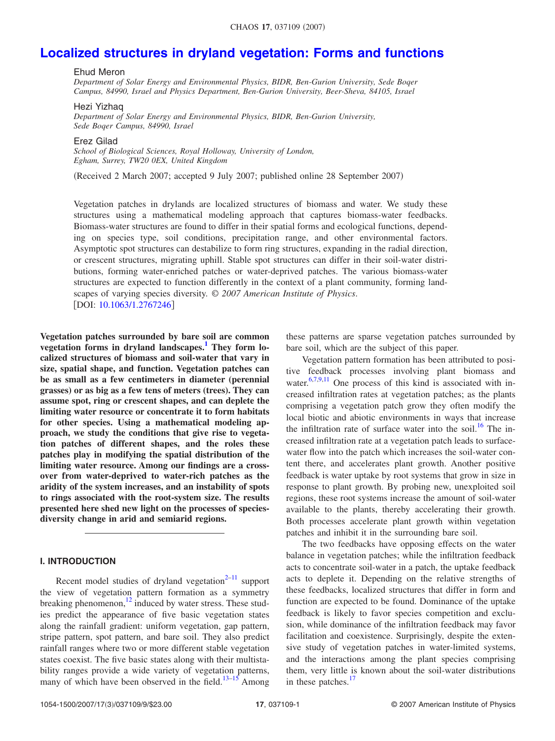# Localized structures in dryland vegetation: Forms and functions

Ehud Meron

*Department of Solar Energy and Environmental Physics, BIDR, Ben-Gurion University, Sede Boqer Campus, 84990, Israel and Physics Department, Ben-Gurion University, Beer-Sheva, 84105, Israel*

Hezi Yizhaq

*Department of Solar Energy and Environmental Physics, BIDR, Ben-Gurion University, Sede Boqer Campus, 84990, Israel*

Erez Gilad

*School of Biological Sciences, Royal Holloway, University of London, Egham, Surrey, TW20 0EX, United Kingdom*

(Received 2 March 2007; accepted 9 July 2007; published online 28 September 2007)

Vegetation patches in drylands are localized structures of biomass and water. We study these structures using a mathematical modeling approach that captures biomass-water feedbacks. Biomass-water structures are found to differ in their spatial forms and ecological functions, depending on species type, soil conditions, precipitation range, and other environmental factors. Asymptotic spot structures can destabilize to form ring structures, expanding in the radial direction, or crescent structures, migrating uphill. Stable spot structures can differ in their soil-water distributions, forming water-enriched patches or water-deprived patches. The various biomass-water structures are expected to function differently in the context of a plant community, forming landscapes of varying species diversity. *© 2007 American Institute of Physics.* [DOI: 10.1063/1.2767246]

**Vegetation patches surrounded by bare soil are common vegetation forms in dryland landscapes.[1] They form localized structures of biomass and soil-water that vary in size, spatial shape, and function. Vegetation patches can be as small as a few centimeters in diameter (perennial grasses) or as big as a few tens of meters (trees). They can assume spot, ring or crescent shapes, and can deplete the limiting water resource or concentrate it to form habitats for other species. Using a mathematical modeling approach, we study the conditions that give rise to vegetation patches of different shapes, and the roles these patches play in modifying the spatial distribution of the limiting water resource. Among our findings are a crossover from water-deprived to water-rich patches as the aridity of the system increases, and an instability of spots to rings associated with the root-system size. The results presented here shed new light on the processes of species-diversity change in arid and semiarid regions.**

## I. INTRODUCTION

Recent model studies of dryland vegetation[2–11] support the view of vegetation pattern formation as a symmetry breaking phenomenon,[12] induced by water stress. These studies predict the appearance of five basic vegetation states along the rainfall gradient: uniform vegetation, gap pattern, stripe pattern, spot pattern, and bare soil. They also predict rainfall ranges where two or more different stable vegetation states coexist. The five basic states along with their multistability ranges provide a wide variety of vegetation patterns, many of which have been observed in the field.[13–15] Among these patterns are sparse vegetation patches surrounded by bare soil, which are the subject of this paper.

Vegetation pattern formation has been attributed to positive feedback processes involving plant biomass and water.[6,7,9,11] One process of this kind is associated with increased infiltration rates at vegetation patches; as the plants comprising a vegetation patch grow they often modify the local biotic and abiotic environments in ways that increase the infiltration rate of surface water into the soil.[16] The increased infiltration rate at a vegetation patch leads to surface-water flow into the patch which increases the soil-water content there, and accelerates plant growth. Another positive feedback is water uptake by root systems that grow in size in response to plant growth. By probing new, unexploited soil regions, these root systems increase the amount of soil-water available to the plants, thereby accelerating their growth. Both processes accelerate plant growth within vegetation patches and inhibit it in the surrounding bare soil.

The two feedbacks have opposing effects on the water balance in vegetation patches; while the infiltration feedback acts to concentrate soil-water in a patch, the uptake feedback acts to deplete it. Depending on the relative strengths of these feedbacks, localized structures that differ in form and function are expected to be found. Dominance of the uptake feedback is likely to favor species competition and exclusion, while dominance of the infiltration feedback may favor facilitation and coexistence. Surprisingly, despite the extensive study of vegetation patches in water-limited systems, and the interactions among the plant species comprising them, very little is known about the soil-water distributions in these patches.[17]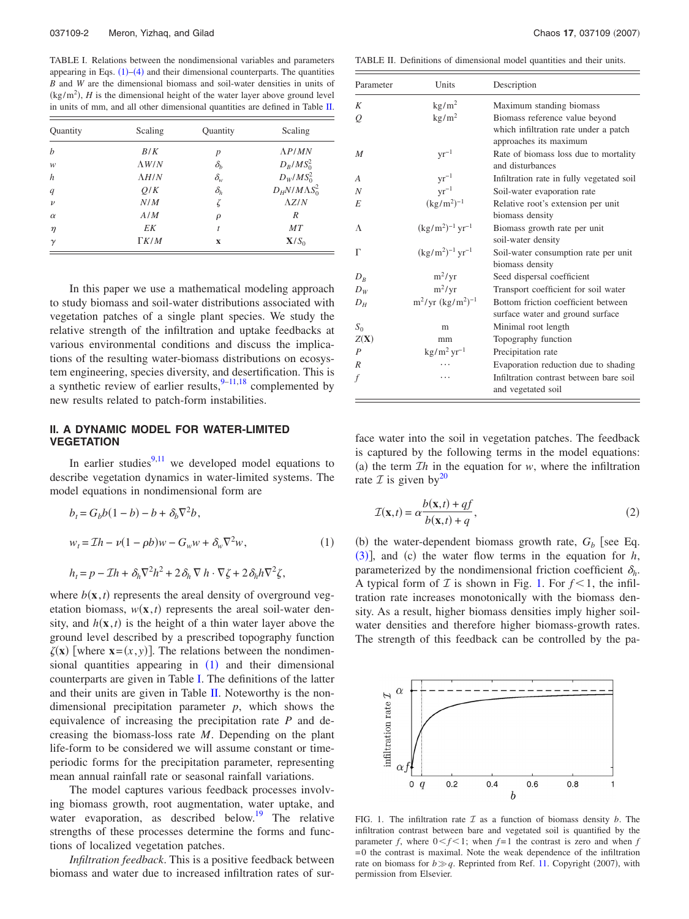TABLE I. Relations between the nondimensional variables and parameters appearing in Eqs. (1)–(4) and their dimensional counterparts. The quantities $B$ and $W$ are the dimensional biomass and soil-water densities in units of $(\mathrm{kg/m^2})$, $H$ is the dimensional height of the water layer above ground level in units of mm, and all other dimensional quantities are defined in Table II.

| Quantity | Scaling | Quantity | Scaling |
|---|---|---|---|
| $b$ | $B/K$ | $p$ | $\Lambda P/MN$ |
| $w$ | $\Lambda W/N$ | $\delta_b$ | $D_B/MS_0^2$ |
| $h$ | $\Lambda H/N$ | $\delta_w$ | $D_W/MS_0^2$ |
| $q$ | $Q/K$ | $\delta_h$ | $D_H N/M\Lambda S_0^2$ |
| $\nu$ | $N/M$ | $\zeta$ | $\Lambda Z/N$ |
| $\alpha$ | $A/M$ | $\rho$ | $R$ |
| $\eta$ | $EK$ | $t$ | $MT$ |
| $\gamma$ | $\Gamma K/M$ | $\mathbf{x}$ | $\mathbf{X}/S_0$ |

TABLE II. Definitions of dimensional model quantities and their units.

| Parameter | Units | Description |
|---|---|---|
| $K$ | $\mathrm{kg/m^2}$ | Maximum standing biomass |
| $Q$ | $\mathrm{kg/m^2}$ | Biomass reference value beyond which infiltration rate under a patch approaches its maximum |
| $M$ | $\mathrm{yr^{-1}}$ | Rate of biomass loss due to mortality and disturbances |
| $A$ | $\mathrm{yr^{-1}}$ | Infiltration rate in fully vegetated soil |
| $N$ | $\mathrm{yr^{-1}}$ | Soil-water evaporation rate |
| $E$ | $(\mathrm{kg/m^2})^{-1}$ | Relative root's extension per unit biomass density |
| $\Lambda$ | $(\mathrm{kg/m^2})^{-1}\,\mathrm{yr^{-1}}$ | Biomass growth rate per unit soil-water density |
| $\Gamma$ | $(\mathrm{kg/m^2})^{-1}\,\mathrm{yr^{-1}}$ | Soil-water consumption rate per unit biomass density |
| $D_B$ | $\mathrm{m^2/yr}$ | Seed dispersal coefficient |
| $D_W$ | $\mathrm{m^2/yr}$ | Transport coefficient for soil water |
| $D_H$ | $\mathrm{m^2/yr}\,(\mathrm{kg/m^2})^{-1}$ | Bottom friction coefficient between surface water and ground surface |
| $S_0$ | m | Minimal root length |
| $Z(\mathbf{X})$ | mm | Topography function |
| $P$ | $\mathrm{kg/m^2\,yr^{-1}}$ | Precipitation rate |
| $R$ | ... | Evaporation reduction due to shading |
| $f$ | ... | Infiltration contrast between bare soil and vegetated soil |

In this paper we use a mathematical modeling approach to study biomass and soil-water distributions associated with vegetation patches of a single plant species. We study the relative strength of the infiltration and uptake feedbacks at various environmental conditions and discuss the implications of the resulting water-biomass distributions on ecosystem engineering, species diversity, and desertification. This is a synthetic review of earlier results,[9–11,18] complemented by new results related to patch-form instabilities.

## II. A DYNAMIC MODEL FOR WATER-LIMITED VEGETATION

In earlier studies[9,11] we developed model equations to describe vegetation dynamics in water-limited systems. The model equations in nondimensional form are

$$
\begin{aligned}
b_t &= G_b b(1-b) - b + \delta_b \nabla^2 b, \\
w_t &= \mathcal{I}h - \nu(1-\rho b)w - G_w w + \delta_w \nabla^2 w, \qquad (1)\\
h_t &= p - \mathcal{I}h + \delta_h \nabla^2 h^2 + 2\delta_h \nabla h \cdot \nabla \zeta + 2\delta_h h \nabla^2 \zeta,
\end{aligned}
$$

where $b(\mathbf{x},t)$ represents the areal density of overground vegetation biomass, $w(\mathbf{x},t)$ represents the areal soil-water density, and $h(\mathbf{x},t)$ is the height of a thin water layer above the ground level described by a prescribed topography function $\zeta(\mathbf{x})$ [where $\mathbf{x}=(x,y)$]. The relations between the nondimensional quantities appearing in (1) and their dimensional counterparts are given in Table I. The definitions of the latter and their units are given in Table II. Noteworthy is the nondimensional precipitation parameter $p$, which shows the equivalence of increasing the precipitation rate $P$ and decreasing the biomass-loss rate $M$. Depending on the plant life-form to be considered we will assume constant or time-periodic forms for the precipitation parameter, representing mean annual rainfall rate or seasonal rainfall variations.

The model captures various feedback processes involving biomass growth, root augmentation, water uptake, and water evaporation, as described below.[19] The relative strengths of these processes determine the forms and functions of localized vegetation patches.

*Infiltration feedback*. This is a positive feedback between biomass and water due to increased infiltration rates of surface water into the soil in vegetation patches. The feedback is captured by the following terms in the model equations: (a) the term $\mathcal{I}h$ in the equation for $w$, where the infiltration rate $\mathcal{I}$ is given by[20]

$$
\mathcal{I}(\mathbf{x},t) = \alpha \frac{b(\mathbf{x},t) + qf}{b(\mathbf{x},t) + q}, \qquad (2)
$$

(b) the water-dependent biomass growth rate, $G_b$ [see Eq. (3)], and (c) the water flow terms in the equation for $h$, parameterized by the nondimensional friction coefficient $\delta_h$. A typical form of $\mathcal{I}$ is shown in Fig. 1. For $f<1$, the infiltration rate increases monotonically with the biomass density. As a result, higher biomass densities imply higher soil-water densities and therefore higher biomass-growth rates. The strength of this feedback can be controlled by the pa-

FIG. 1. The infiltration rate $\mathcal{I}$ as a function of biomass density $b$. The infiltration contrast between bare and vegetated soil is quantified by the parameter $f$, where $0<f<1$; when $f=1$ the contrast is zero and when $f=0$ the contrast is maximal. Note the weak dependence of the infiltration rate on biomass for $b \gg q$. Reprinted from Ref. 11. Copyright (2007), with permission from Elsevier.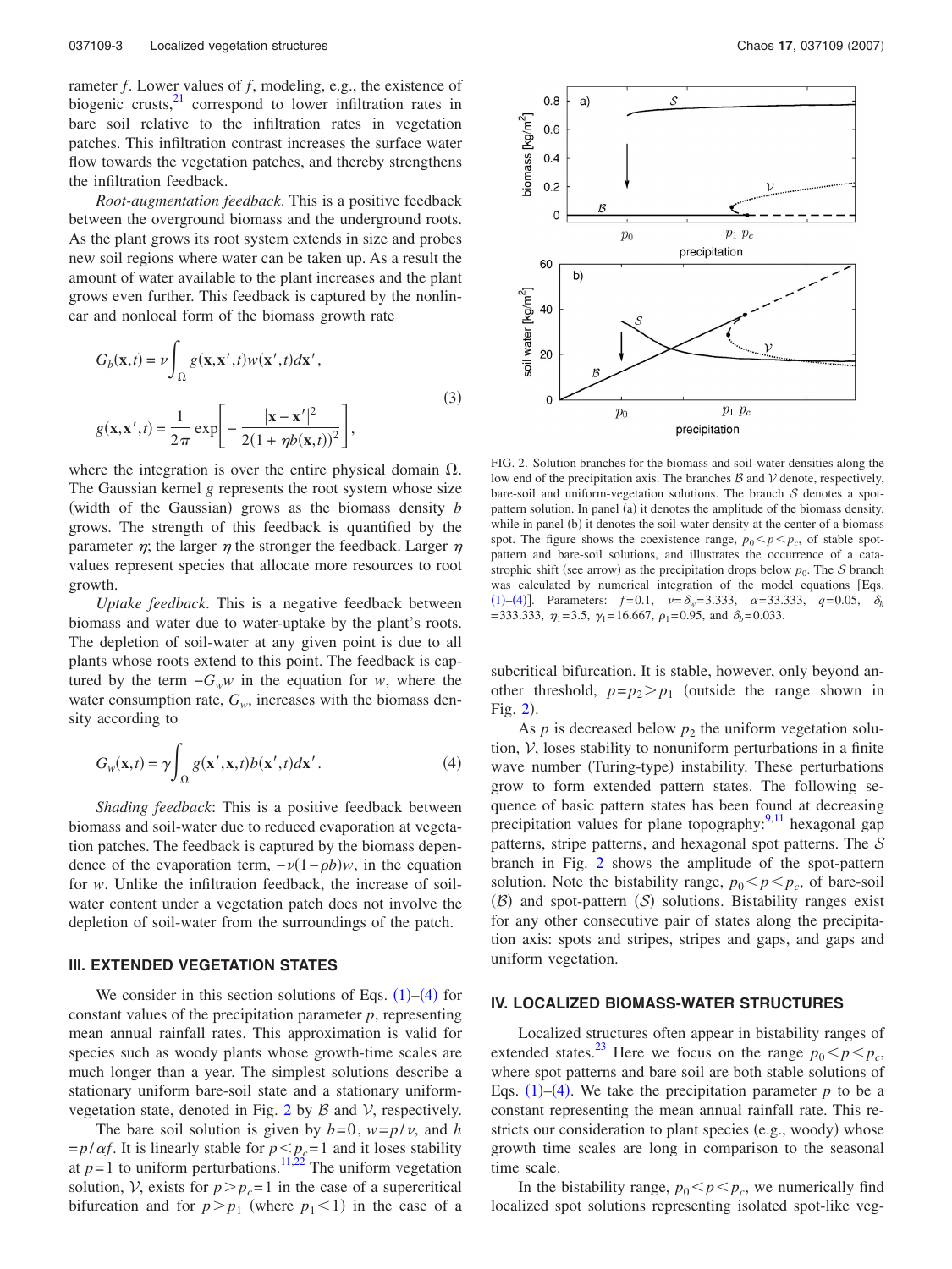rameter $f$. Lower values of $f$, modeling, e.g., the existence of biogenic crusts,[21] correspond to lower infiltration rates in bare soil relative to the infiltration rates in vegetation patches. This infiltration contrast increases the surface water flow towards the vegetation patches, and thereby strengthens the infiltration feedback.

*Root-augmentation feedback*. This is a positive feedback between the overground biomass and the underground roots. As the plant grows its root system extends in size and probes new soil regions where water can be taken up. As a result the amount of water available to the plant increases and the plant grows even further. This feedback is captured by the nonlinear and nonlocal form of the biomass growth rate

$$G_b(\mathbf{x},t) = \nu \int_\Omega g(\mathbf{x},\mathbf{x}',t) w(\mathbf{x}',t) d\mathbf{x}',$$

$$g(\mathbf{x},\mathbf{x}',t) = \frac{1}{2\pi} \exp\left[ -\frac{|\mathbf{x}-\mathbf{x}'|^2}{2(1+\eta b(\mathbf{x},t))^2} \right], \tag{3}$$

where the integration is over the entire physical domain $\Omega$. The Gaussian kernel $g$ represents the root system whose size (width of the Gaussian) grows as the biomass density $b$ grows. The strength of this feedback is quantified by the parameter $\eta$; the larger $\eta$ the stronger the feedback. Larger $\eta$ values represent species that allocate more resources to root growth.

*Uptake feedback*. This is a negative feedback between biomass and water due to water-uptake by the plant's roots. The depletion of soil-water at any given point is due to all plants whose roots extend to this point. The feedback is captured by the term $-G_w w$ in the equation for $w$, where the water consumption rate, $G_w$, increases with the biomass density according to

$$G_w(\mathbf{x},t) = \gamma \int_\Omega g(\mathbf{x}',\mathbf{x},t) b(\mathbf{x}',t) d\mathbf{x}'. \tag{4}$$

*Shading feedback*: This is a positive feedback between biomass and soil-water due to reduced evaporation at vegetation patches. The feedback is captured by the biomass dependence of the evaporation term, $-\nu(1-\rho b)w$, in the equation for $w$. Unlike the infiltration feedback, the increase of soil-water content under a vegetation patch does not involve the depletion of soil-water from the surroundings of the patch.

### III. EXTENDED VEGETATION STATES

We consider in this section solutions of Eqs. (1)–(4) for constant values of the precipitation parameter $p$, representing mean annual rainfall rates. This approximation is valid for species such as woody plants whose growth-time scales are much longer than a year. The simplest solutions describe a stationary uniform bare-soil state and a stationary uniform-vegetation state, denoted in Fig. 2 by $\mathcal{B}$ and $\mathcal{V}$, respectively.

The bare soil solution is given by $b=0$, $w=p/\nu$, and $h=p/\alpha f$. It is linearly stable for $p<p_c=1$ and it loses stability at $p=1$ to uniform perturbations.[11,22] The uniform vegetation solution, $\mathcal{V}$, exists for $p>p_c=1$ in the case of a supercritical bifurcation and for $p>p_1$ (where $p_1<1$) in the case of a subcritical bifurcation. It is stable, however, only beyond another threshold, $p=p_2>p_1$ (outside the range shown in Fig. 2).

FIG. 2. Solution branches for the biomass and soil-water densities along the low end of the precipitation axis. The branches $\mathcal{B}$ and $\mathcal{V}$ denote, respectively, bare-soil and uniform-vegetation solutions. The branch $\mathcal{S}$ denotes a spot-pattern solution. In panel (a) it denotes the amplitude of the biomass density, while in panel (b) it denotes the soil-water density at the center of a biomass spot. The figure shows the coexistence range, $p_0<p<p_c$, of stable spot-pattern and bare-soil solutions, and illustrates the occurrence of a catastrophic shift (see arrow) as the precipitation drops below $p_0$. The $\mathcal{S}$ branch was calculated by numerical integration of the model equations [Eqs. (1)–(4)]. Parameters: $f=0.1$, $\nu=\delta_w=3.333$, $\alpha=33.333$, $q=0.05$, $\delta_h=333.333$, $\eta_1=3.5$, $\gamma_1=16.667$, $\rho_1=0.95$, and $\delta_b=0.033$.

As $p$ is decreased below $p_2$ the uniform vegetation solution, $\mathcal{V}$, loses stability to nonuniform perturbations in a finite wave number (Turing-type) instability. These perturbations grow to form extended pattern states. The following sequence of basic pattern states has been found at decreasing precipitation values for plane topography:[9,11] hexagonal gap patterns, stripe patterns, and hexagonal spot patterns. The $\mathcal{S}$ branch in Fig. 2 shows the amplitude of the spot-pattern solution. Note the bistability range, $p_0<p<p_c$, of bare-soil ($\mathcal{B}$) and spot-pattern ($\mathcal{S}$) solutions. Bistability ranges exist for any other consecutive pair of states along the precipitation axis: spots and stripes, stripes and gaps, and gaps and uniform vegetation.

### IV. LOCALIZED BIOMASS-WATER STRUCTURES

Localized structures often appear in bistability ranges of extended states.[23] Here we focus on the range $p_0<p<p_c$, where spot patterns and bare soil are both stable solutions of Eqs. (1)–(4). We take the precipitation parameter $p$ to be a constant representing the mean annual rainfall rate. This restricts our consideration to plant species (e.g., woody) whose growth time scales are long in comparison to the seasonal time scale.

In the bistability range, $p_0<p<p_c$, we numerically find localized spot solutions representing isolated spot-like veg-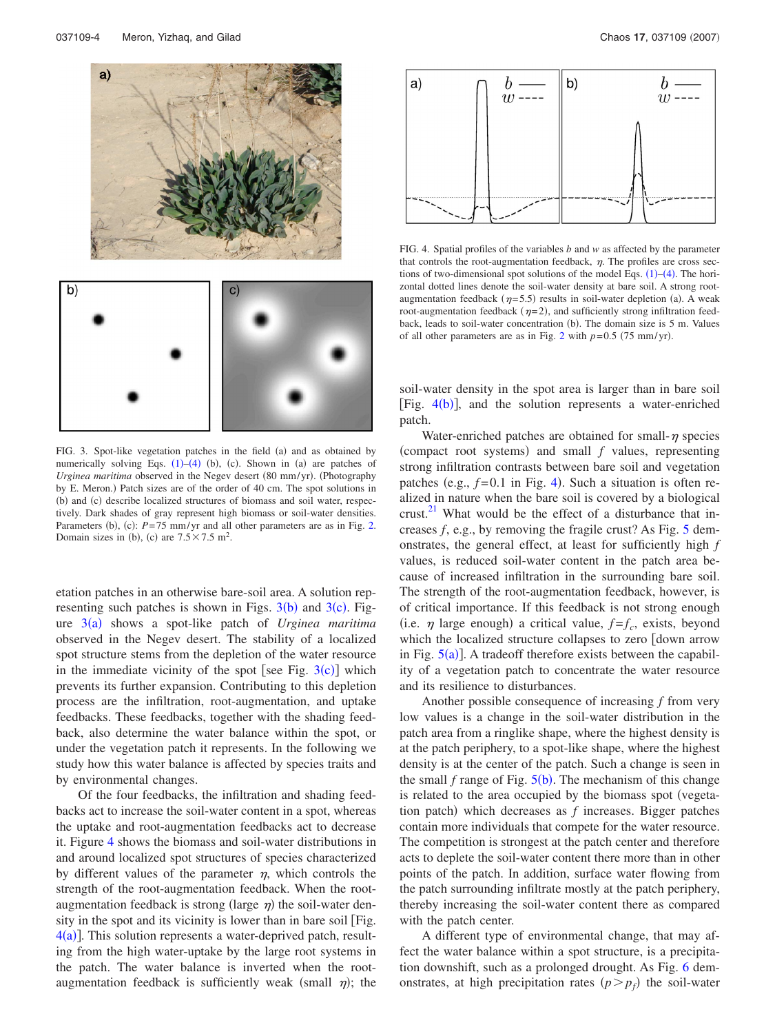FIG. 3. Spot-like vegetation patches in the field (a) and as obtained by numerically solving Eqs. (1)–(4) (b), (c). Shown in (a) are patches of *Urginea maritima* observed in the Negev desert (80 mm/yr). (Photography by E. Meron.) Patch sizes are of the order of 40 cm. The spot solutions in (b) and (c) describe localized structures of biomass and soil water, respectively. Dark shades of gray represent high biomass or soil-water densities. Parameters (b), (c): $P=75$ mm/yr and all other parameters are as in Fig. 2. Domain sizes in (b), (c) are $7.5\times7.5$ m$^2$.

FIG. 4. Spatial profiles of the variables $b$ and $w$ as affected by the parameter that controls the root-augmentation feedback, $\eta$. The profiles are cross sections of two-dimensional spot solutions of the model Eqs. (1)–(4). The horizontal dotted lines denote the soil-water density at bare soil. A strong root-augmentation feedback ($\eta=5.5$) results in soil-water depletion (a). A weak root-augmentation feedback ($\eta=2$), and sufficiently strong infiltration feedback, leads to soil-water concentration (b). The domain size is 5 m. Values of all other parameters are as in Fig. 2 with $p=0.5$ (75 mm/yr).

etation patches in an otherwise bare-soil area. A solution representing such patches is shown in Figs. 3(b) and 3(c). Figure 3(a) shows a spot-like patch of *Urginea maritima* observed in the Negev desert. The stability of a localized spot structure stems from the depletion of the water resource in the immediate vicinity of the spot [see Fig. 3(c)] which prevents its further expansion. Contributing to this depletion process are the infiltration, root-augmentation, and uptake feedbacks. These feedbacks, together with the shading feedback, also determine the water balance within the spot, or under the vegetation patch it represents. In the following we study how this water balance is affected by species traits and by environmental changes.

Of the four feedbacks, the infiltration and shading feedbacks act to increase the soil-water content in a spot, whereas the uptake and root-augmentation feedbacks act to decrease it. Figure 4 shows the biomass and soil-water distributions in and around localized spot structures of species characterized by different values of the parameter $\eta$, which controls the strength of the root-augmentation feedback. When the root-augmentation feedback is strong (large $\eta$) the soil-water density in the spot and its vicinity is lower than in bare soil [Fig. 4(a)]. This solution represents a water-deprived patch, resulting from the high water-uptake by the large root systems in the patch. The water balance is inverted when the root-augmentation feedback is sufficiently weak (small $\eta$); the soil-water density in the spot area is larger than in bare soil [Fig. 4(b)], and the solution represents a water-enriched patch.

Water-enriched patches are obtained for small-$\eta$ species (compact root systems) and small $f$ values, representing strong infiltration contrasts between bare soil and vegetation patches (e.g., $f=0.1$ in Fig. 4). Such a situation is often realized in nature when the bare soil is covered by a biological crust.[21] What would be the effect of a disturbance that increases $f$, e.g., by removing the fragile crust? As Fig. 5 demonstrates, the general effect, at least for sufficiently high $f$ values, is reduced soil-water content in the patch area because of increased infiltration in the surrounding bare soil. The strength of the root-augmentation feedback, however, is of critical importance. If this feedback is not strong enough (i.e. $\eta$ large enough) a critical value, $f=f_c$, exists, beyond which the localized structure collapses to zero [down arrow in Fig. 5(a)]. A tradeoff therefore exists between the capability of a vegetation patch to concentrate the water resource and its resilience to disturbances.

Another possible consequence of increasing $f$ from very low values is a change in the soil-water distribution in the patch area from a ringlike shape, where the highest density is at the patch periphery, to a spot-like shape, where the highest density is at the center of the patch. Such a change is seen in the small $f$ range of Fig. 5(b). The mechanism of this change is related to the area occupied by the biomass spot (vegetation patch) which decreases as $f$ increases. Bigger patches contain more individuals that compete for the water resource. The competition is strongest at the patch center and therefore acts to deplete the soil-water content there more than in other points of the patch. In addition, surface water flowing from the patch surrounding infiltrate mostly at the patch periphery, thereby increasing the soil-water content there as compared with the patch center.

A different type of environmental change, that may affect the water balance within a spot structure, is a precipitation downshift, such as a prolonged drought. As Fig. 6 demonstrates, at high precipitation rates ($p>p_f$) the soil-water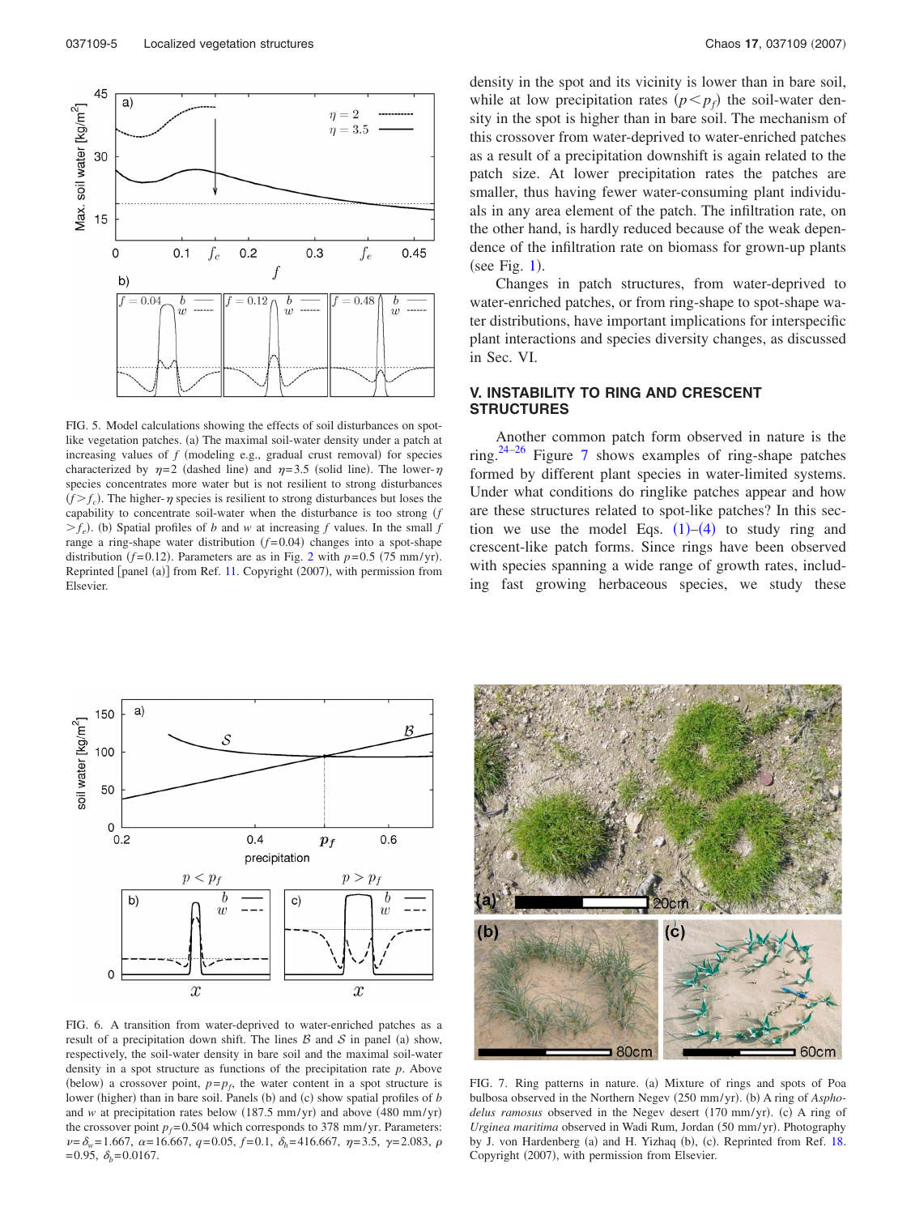FIG. 5. Model calculations showing the effects of soil disturbances on spot-like vegetation patches. (a) The maximal soil-water density under a patch at increasing values of $f$ (modeling e.g., gradual crust removal) for species characterized by $\eta=2$ (dashed line) and $\eta=3.5$ (solid line). The lower-$\eta$ species concentrates more water but is not resilient to strong disturbances ($f>f_c$). The higher-$\eta$ species is resilient to strong disturbances but loses the capability to concentrate soil-water when the disturbance is too strong ($f>f_e$). (b) Spatial profiles of $b$ and $w$ at increasing $f$ values. In the small $f$ range a ring-shape water distribution ($f=0.04$) changes into a spot-shape distribution ($f=0.12$). Parameters are as in Fig. 2 with $p=0.5$ (75 mm/yr). Reprinted [panel (a)] from Ref. 11. Copyright (2007), with permission from Elsevier.

density in the spot and its vicinity is lower than in bare soil, while at low precipitation rates ($p<p_f$) the soil-water density in the spot is higher than in bare soil. The mechanism of this crossover from water-deprived to water-enriched patches as a result of a precipitation downshift is again related to the patch size. At lower precipitation rates the patches are smaller, thus having fewer water-consuming plant individuals in any area element of the patch. The infiltration rate, on the other hand, is hardly reduced because of the weak dependence of the infiltration rate on biomass for grown-up plants (see Fig. 1).

Changes in patch structures, from water-deprived to water-enriched patches, or from ring-shape to spot-shape water distributions, have important implications for interspecific plant interactions and species diversity changes, as discussed in Sec. VI.

## V. INSTABILITY TO RING AND CRESCENT STRUCTURES

Another common patch form observed in nature is the ring.[24–26] Figure 7 shows examples of ring-shape patches formed by different plant species in water-limited systems. Under what conditions do ringlike patches appear and how are these structures related to spot-like patches? In this section we use the model Eqs. (1)–(4) to study ring and crescent-like patch forms. Since rings have been observed with species spanning a wide range of growth rates, including fast growing herbaceous species, we study these

FIG. 6. A transition from water-deprived to water-enriched patches as a result of a precipitation down shift. The lines $\mathcal{B}$ and $\mathcal{S}$ in panel (a) show, respectively, the soil-water density in bare soil and the maximal soil-water density in a spot structure as functions of the precipitation rate $p$. Above (below) a crossover point, $p=p_f$, the water content in a spot structure is lower (higher) than in bare soil. Panels (b) and (c) show spatial profiles of $b$ and $w$ at precipitation rates below (187.5 mm/yr) and above (480 mm/yr) the crossover point $p_f=0.504$ which corresponds to 378 mm/yr. Parameters: $\nu=\delta_w=1.667$, $\alpha=16.667$, $q=0.05$, $f=0.1$, $\delta_h=416.667$, $\eta=3.5$, $\gamma=2.083$, $\rho=0.95$, $\delta_b=0.0167$.

FIG. 7. Ring patterns in nature. (a) Mixture of rings and spots of Poa bulbosa observed in the Northern Negev (250 mm/yr). (b) A ring of *Asphodelus ramosus* observed in the Negev desert (170 mm/yr). (c) A ring of *Urginea maritima* observed in Wadi Rum, Jordan (50 mm/yr). Photography by J. von Hardenberg (a) and H. Yizhaq (b), (c). Reprinted from Ref. 18. Copyright (2007), with permission from Elsevier.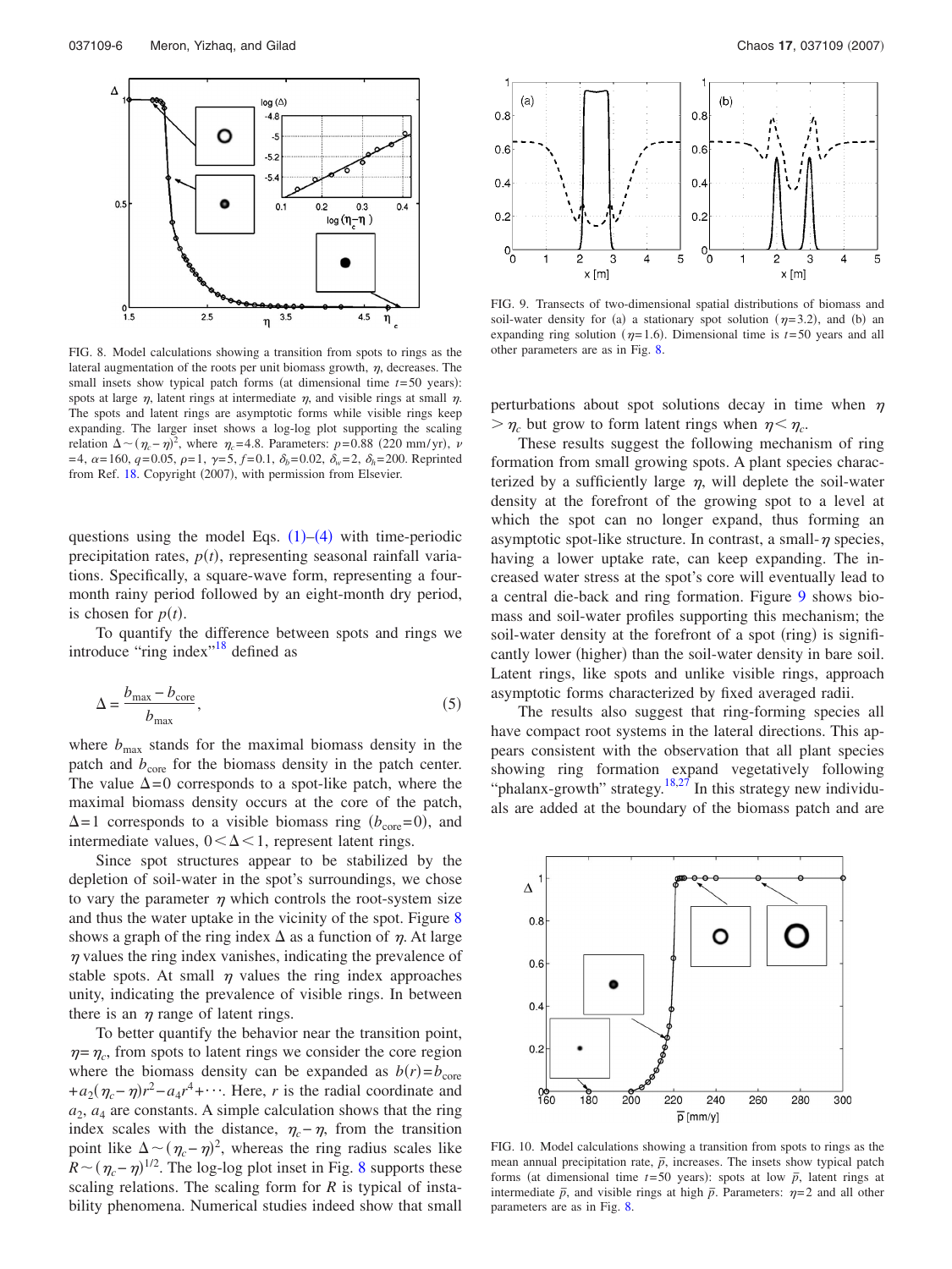FIG. 8. Model calculations showing a transition from spots to rings as the lateral augmentation of the roots per unit biomass growth, $\eta$, decreases. The small insets show typical patch forms (at dimensional time $t=50$ years): spots at large $\eta$, latent rings at intermediate $\eta$, and visible rings at small $\eta$. The spots and latent rings are asymptotic forms while visible rings keep expanding. The larger inset shows a log-log plot supporting the scaling relation $\Delta \sim (\eta_c - \eta)^2$, where $\eta_c = 4.8$. Parameters: $p=0.88$ (220 mm/yr), $\nu=4$, $\alpha=160$, $q=0.05$, $\rho=1$, $\gamma=5$, $f=0.1$, $\delta_b=0.02$, $\delta_w=2$, $\delta_h=200$. Reprinted from Ref. 18. Copyright (2007), with permission from Elsevier.

questions using the model Eqs. (1)–(4) with time-periodic precipitation rates, $p(t)$, representing seasonal rainfall variations. Specifically, a square-wave form, representing a four-month rainy period followed by an eight-month dry period, is chosen for $p(t)$.

To quantify the difference between spots and rings we introduce "ring index"[18] defined as

$$\Delta = \frac{b_{\max} - b_{\text{core}}}{b_{\max}}, \tag{5}$$

where $b_{\max}$ stands for the maximal biomass density in the patch and $b_{\text{core}}$ for the biomass density in the patch center. The value $\Delta=0$ corresponds to a spot-like patch, where the maximal biomass density occurs at the core of the patch, $\Delta=1$ corresponds to a visible biomass ring ($b_{\text{core}}=0$), and intermediate values, $0<\Delta<1$, represent latent rings.

Since spot structures appear to be stabilized by the depletion of soil-water in the spot's surroundings, we chose to vary the parameter $\eta$ which controls the root-system size and thus the water uptake in the vicinity of the spot. Figure 8 shows a graph of the ring index $\Delta$ as a function of $\eta$. At large $\eta$ values the ring index vanishes, indicating the prevalence of stable spots. At small $\eta$ values the ring index approaches unity, indicating the prevalence of visible rings. In between there is an $\eta$ range of latent rings.

To better quantify the behavior near the transition point, $\eta=\eta_c$, from spots to latent rings we consider the core region where the biomass density can be expanded as $b(r)=b_{\text{core}} + a_2(\eta_c-\eta)r^2 - a_4 r^4 + \cdots$. Here, $r$ is the radial coordinate and $a_2$, $a_4$ are constants. A simple calculation shows that the ring index scales with the distance, $\eta_c-\eta$, from the transition point like $\Delta \sim (\eta_c-\eta)^2$, whereas the ring radius scales like $R \sim (\eta_c-\eta)^{1/2}$. The log-log plot inset in Fig. 8 supports these scaling relations. The scaling form for $R$ is typical of instability phenomena. Numerical studies indeed show that small perturbations about spot solutions decay in time when $\eta > \eta_c$ but grow to form latent rings when $\eta < \eta_c$.

FIG. 9. Transects of two-dimensional spatial distributions of biomass and soil-water density for (a) a stationary spot solution ($\eta=3.2$), and (b) an expanding ring solution ($\eta=1.6$). Dimensional time is $t=50$ years and all other parameters are as in Fig. 8.

These results suggest the following mechanism of ring formation from small growing spots. A plant species characterized by a sufficiently large $\eta$, will deplete the soil-water density at the forefront of the growing spot to a level at which the spot can no longer expand, thus forming an asymptotic spot-like structure. In contrast, a small-$\eta$ species, having a lower uptake rate, can keep expanding. The increased water stress at the spot's core will eventually lead to a central die-back and ring formation. Figure 9 shows biomass and soil-water profiles supporting this mechanism; the soil-water density at the forefront of a spot (ring) is significantly lower (higher) than the soil-water density in bare soil. Latent rings, like spots and unlike visible rings, approach asymptotic forms characterized by fixed averaged radii.

The results also suggest that ring-forming species all have compact root systems in the lateral directions. This appears consistent with the observation that all plant species showing ring formation expand vegetatively following "phalanx-growth" strategy.[18,27] In this strategy new individuals are added at the boundary of the biomass patch and are

FIG. 10. Model calculations showing a transition from spots to rings as the mean annual precipitation rate, $\bar{p}$, increases. The insets show typical patch forms (at dimensional time $t=50$ years): spots at low $\bar{p}$, latent rings at intermediate $\bar{p}$, and visible rings at high $\bar{p}$. Parameters: $\eta=2$ and all other parameters are as in Fig. 8.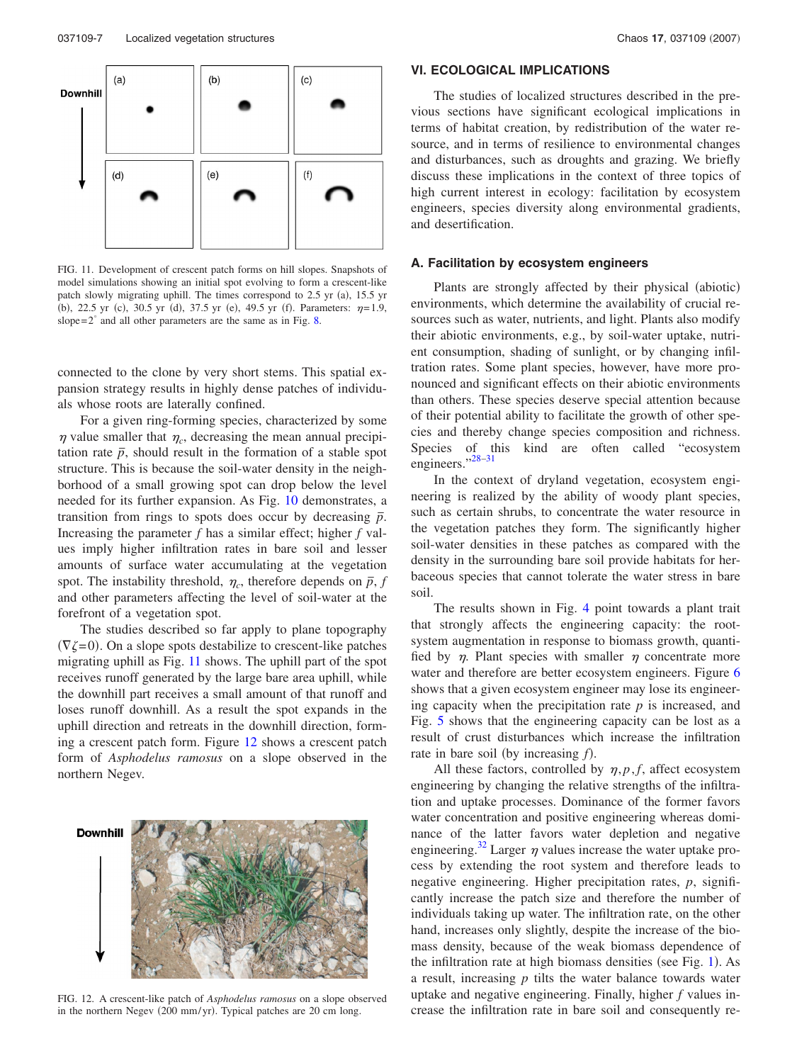FIG. 11. Development of crescent patch forms on hill slopes. Snapshots of model simulations showing an initial spot evolving to form a crescent-like patch slowly migrating uphill. The times correspond to 2.5 yr (a), 15.5 yr (b), 22.5 yr (c), 30.5 yr (d), 37.5 yr (e), 49.5 yr (f). Parameters: $\eta=1.9$, slope$=2^{\circ}$ and all other parameters are the same as in Fig. 8.

connected to the clone by very short stems. This spatial expansion strategy results in highly dense patches of individuals whose roots are laterally confined.

For a given ring-forming species, characterized by some $\eta$ value smaller that $\eta_c$, decreasing the mean annual precipitation rate $\bar{p}$, should result in the formation of a stable spot structure. This is because the soil-water density in the neighborhood of a small growing spot can drop below the level needed for its further expansion. As Fig. 10 demonstrates, a transition from rings to spots does occur by decreasing $\bar{p}$. Increasing the parameter $f$ has a similar effect; higher $f$ values imply higher infiltration rates in bare soil and lesser amounts of surface water accumulating at the vegetation spot. The instability threshold, $\eta_c$, therefore depends on $\bar{p}$, $f$ and other parameters affecting the level of soil-water at the forefront of a vegetation spot.

The studies described so far apply to plane topography ($\nabla\zeta=0$). On a slope spots destabilize to crescent-like patches migrating uphill as Fig. 11 shows. The uphill part of the spot receives runoff generated by the large bare area uphill, while the downhill part receives a small amount of that runoff and loses runoff downhill. As a result the spot expands in the uphill direction and retreats in the downhill direction, forming a crescent patch form. Figure 12 shows a crescent patch form of *Asphodelus ramosus* on a slope observed in the northern Negev.

FIG. 12. A crescent-like patch of *Asphodelus ramosus* on a slope observed in the northern Negev (200 mm/yr). Typical patches are 20 cm long.

## VI. ECOLOGICAL IMPLICATIONS

The studies of localized structures described in the previous sections have significant ecological implications in terms of habitat creation, by redistribution of the water resource, and in terms of resilience to environmental changes and disturbances, such as droughts and grazing. We briefly discuss these implications in the context of three topics of high current interest in ecology: facilitation by ecosystem engineers, species diversity along environmental gradients, and desertification.

### A. Facilitation by ecosystem engineers

Plants are strongly affected by their physical (abiotic) environments, which determine the availability of crucial resources such as water, nutrients, and light. Plants also modify their abiotic environments, e.g., by soil-water uptake, nutrient consumption, shading of sunlight, or by changing infiltration rates. Some plant species, however, have more pronounced and significant effects on their abiotic environments than others. These species deserve special attention because of their potential ability to facilitate the growth of other species and thereby change species composition and richness. Species of this kind are often called "ecosystem engineers."[28–31]

In the context of dryland vegetation, ecosystem engineering is realized by the ability of woody plant species, such as certain shrubs, to concentrate the water resource in the vegetation patches they form. The significantly higher soil-water densities in these patches as compared with the density in the surrounding bare soil provide habitats for herbaceous species that cannot tolerate the water stress in bare soil.

The results shown in Fig. 4 point towards a plant trait that strongly affects the engineering capacity: the root-system augmentation in response to biomass growth, quantified by $\eta$. Plant species with smaller $\eta$ concentrate more water and therefore are better ecosystem engineers. Figure 6 shows that a given ecosystem engineer may lose its engineering capacity when the precipitation rate $p$ is increased, and Fig. 5 shows that the engineering capacity can be lost as a result of crust disturbances which increase the infiltration rate in bare soil (by increasing $f$).

All these factors, controlled by $\eta, p, f$, affect ecosystem engineering by changing the relative strengths of the infiltration and uptake processes. Dominance of the former favors water concentration and positive engineering whereas dominance of the latter favors water depletion and negative engineering.[32] Larger $\eta$ values increase the water uptake process by extending the root system and therefore leads to negative engineering. Higher precipitation rates, $p$, significantly increase the patch size and therefore the number of individuals taking up water. The infiltration rate, on the other hand, increases only slightly, despite the increase of the biomass density, because of the weak biomass dependence of the infiltration rate at high biomass densities (see Fig. 1). As a result, increasing $p$ tilts the water balance towards water uptake and negative engineering. Finally, higher $f$ values increase the infiltration rate in bare soil and consequently re-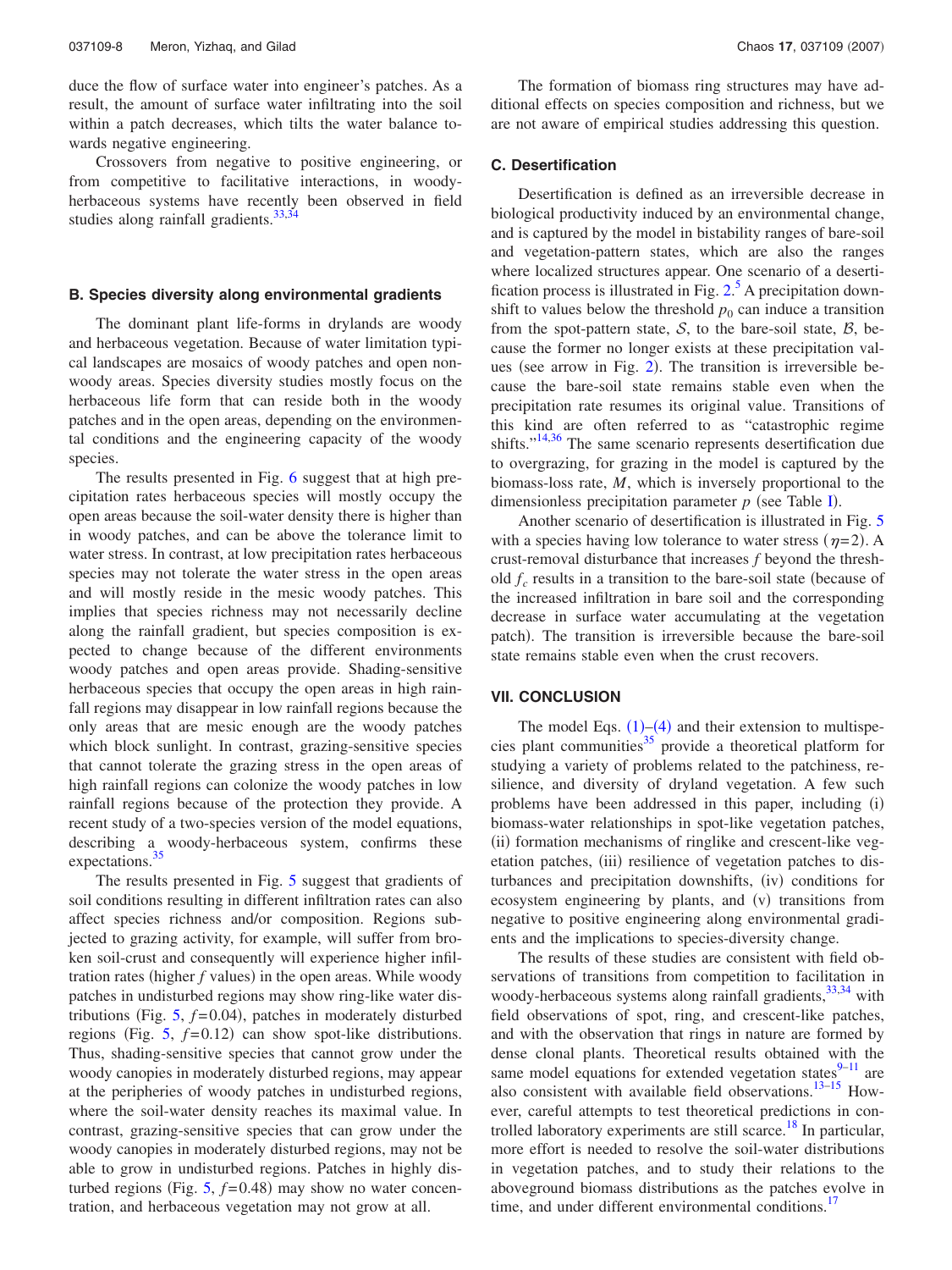duce the flow of surface water into engineer's patches. As a result, the amount of surface water infiltrating into the soil within a patch decreases, which tilts the water balance towards negative engineering.

Crossovers from negative to positive engineering, or from competitive to facilitative interactions, in woody-herbaceous systems have recently been observed in field studies along rainfall gradients.[33,34]

### B. Species diversity along environmental gradients

The dominant plant life-forms in drylands are woody and herbaceous vegetation. Because of water limitation typical landscapes are mosaics of woody patches and open non-woody areas. Species diversity studies mostly focus on the herbaceous life form that can reside both in the woody patches and in the open areas, depending on the environmental conditions and the engineering capacity of the woody species.

The results presented in Fig. 6 suggest that at high precipitation rates herbaceous species will mostly occupy the open areas because the soil-water density there is higher than in woody patches, and can be above the tolerance limit to water stress. In contrast, at low precipitation rates herbaceous species may not tolerate the water stress in the open areas and will mostly reside in the mesic woody patches. This implies that species richness may not necessarily decline along the rainfall gradient, but species composition is expected to change because of the different environments woody patches and open areas provide. Shading-sensitive herbaceous species that occupy the open areas in high rainfall regions may disappear in low rainfall regions because the only areas that are mesic enough are the woody patches which block sunlight. In contrast, grazing-sensitive species that cannot tolerate the grazing stress in the open areas of high rainfall regions can colonize the woody patches in low rainfall regions because of the protection they provide. A recent study of a two-species version of the model equations, describing a woody-herbaceous system, confirms these expectations.[35]

The results presented in Fig. 5 suggest that gradients of soil conditions resulting in different infiltration rates can also affect species richness and/or composition. Regions subjected to grazing activity, for example, will suffer from broken soil-crust and consequently will experience higher infiltration rates (higher $f$ values) in the open areas. While woody patches in undisturbed regions may show ring-like water distributions (Fig. 5, $f=0.04$), patches in moderately disturbed regions (Fig. 5, $f=0.12$) can show spot-like distributions. Thus, shading-sensitive species that cannot grow under the woody canopies in moderately disturbed regions, may appear at the peripheries of woody patches in undisturbed regions, where the soil-water density reaches its maximal value. In contrast, grazing-sensitive species that can grow under the woody canopies in moderately disturbed regions, may not be able to grow in undisturbed regions. Patches in highly disturbed regions (Fig. 5, $f=0.48$) may show no water concentration, and herbaceous vegetation may not grow at all.

The formation of biomass ring structures may have additional effects on species composition and richness, but we are not aware of empirical studies addressing this question.

### C. Desertification

Desertification is defined as an irreversible decrease in biological productivity induced by an environmental change, and is captured by the model in bistability ranges of bare-soil and vegetation-pattern states, which are also the ranges where localized structures appear. One scenario of a desertification process is illustrated in Fig. 2.[5] A precipitation downshift to values below the threshold $p_0$ can induce a transition from the spot-pattern state, $\mathcal{S}$, to the bare-soil state, $\mathcal{B}$, because the former no longer exists at these precipitation values (see arrow in Fig. 2). The transition is irreversible because the bare-soil state remains stable even when the precipitation rate resumes its original value. Transitions of this kind are often referred to as "catastrophic regime shifts."[14,36] The same scenario represents desertification due to overgrazing, for grazing in the model is captured by the biomass-loss rate, $M$, which is inversely proportional to the dimensionless precipitation parameter $p$ (see Table I).

Another scenario of desertification is illustrated in Fig. 5 with a species having low tolerance to water stress ($\eta=2$). A crust-removal disturbance that increases $f$ beyond the threshold $f_c$ results in a transition to the bare-soil state (because of the increased infiltration in bare soil and the corresponding decrease in surface water accumulating at the vegetation patch). The transition is irreversible because the bare-soil state remains stable even when the crust recovers.

## VII. CONCLUSION

The model Eqs. (1)–(4) and their extension to multispecies plant communities[35] provide a theoretical platform for studying a variety of problems related to the patchiness, resilience, and diversity of dryland vegetation. A few such problems have been addressed in this paper, including (i) biomass-water relationships in spot-like vegetation patches, (ii) formation mechanisms of ringlike and crescent-like vegetation patches, (iii) resilience of vegetation patches to disturbances and precipitation downshifts, (iv) conditions for ecosystem engineering by plants, and (v) transitions from negative to positive engineering along environmental gradients and the implications to species-diversity change.

The results of these studies are consistent with field observations of transitions from competition to facilitation in woody-herbaceous systems along rainfall gradients,[33,34] with field observations of spot, ring, and crescent-like patches, and with the observation that rings in nature are formed by dense clonal plants. Theoretical results obtained with the same model equations for extended vegetation states[9–11] are also consistent with available field observations.[13–15] However, careful attempts to test theoretical predictions in controlled laboratory experiments are still scarce.[18] In particular, more effort is needed to resolve the soil-water distributions in vegetation patches, and to study their relations to the aboveground biomass distributions as the patches evolve in time, and under different environmental conditions.[17]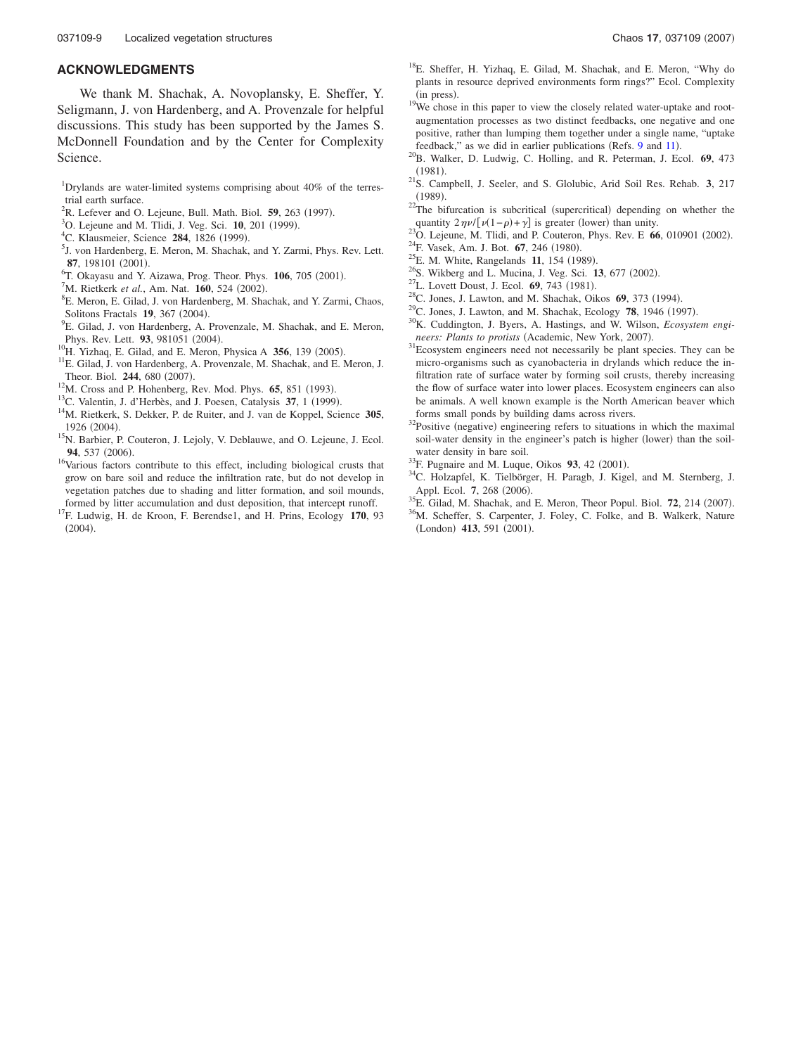## ACKNOWLEDGMENTS

We thank M. Shachak, A. Novoplansky, E. Sheffer, Y. Seligmann, J. von Hardenberg, and A. Provenzale for helpful discussions. This study has been supported by the James S. McDonnell Foundation and by the Center for Complexity Science.

[1] Drylands are water-limited systems comprising about 40% of the terrestrial earth surface.

[2] R. Lefever and O. Lejeune, Bull. Math. Biol. **59**, 263 (1997).

[3] O. Lejeune and M. Tlidi, J. Veg. Sci. **10**, 201 (1999).

[4] C. Klausmeier, Science **284**, 1826 (1999).

[5] J. von Hardenberg, E. Meron, M. Shachak, and Y. Zarmi, Phys. Rev. Lett. **87**, 198101 (2001).

[6] T. Okayasu and Y. Aizawa, Prog. Theor. Phys. **106**, 705 (2001).

[7] M. Rietkerk *et al.*, Am. Nat. **160**, 524 (2002).

[8] E. Meron, E. Gilad, J. von Hardenberg, M. Shachak, and Y. Zarmi, Chaos, Solitons Fractals **19**, 367 (2004).

[9] E. Gilad, J. von Hardenberg, A. Provenzale, M. Shachak, and E. Meron, Phys. Rev. Lett. **93**, 981051 (2004).

[10] H. Yizhaq, E. Gilad, and E. Meron, Physica A **356**, 139 (2005).

[11] E. Gilad, J. von Hardenberg, A. Provenzale, M. Shachak, and E. Meron, J. Theor. Biol. **244**, 680 (2007).

[12] M. Cross and P. Hohenberg, Rev. Mod. Phys. **65**, 851 (1993).

[13] C. Valentin, J. d'Herbès, and J. Poesen, Catalysis **37**, 1 (1999).

[14] M. Rietkerk, S. Dekker, P. de Ruiter, and J. van de Koppel, Science **305**, 1926 (2004).

[15] N. Barbier, P. Couteron, J. Lejoly, V. Deblauwe, and O. Lejeune, J. Ecol. **94**, 537 (2006).

[16] Various factors contribute to this effect, including biological crusts that grow on bare soil and reduce the infiltration rate, but do not develop in vegetation patches due to shading and litter formation, and soil mounds, formed by litter accumulation and dust deposition, that intercept runoff.

[17] F. Ludwig, H. de Kroon, F. Berendse1, and H. Prins, Ecology **170**, 93 (2004).

[18] E. Sheffer, H. Yizhaq, E. Gilad, M. Shachak, and E. Meron, "Why do plants in resource deprived environments form rings?" Ecol. Complexity (in press).

[19] We chose in this paper to view the closely related water-uptake and root-augmentation processes as two distinct feedbacks, one negative and one positive, rather than lumping them together under a single name, "uptake feedback," as we did in earlier publications (Refs. 9 and 11).

[20] B. Walker, D. Ludwig, C. Holling, and R. Peterman, J. Ecol. **69**, 473 (1981).

[21] S. Campbell, J. Seeler, and S. Glolubic, Arid Soil Res. Rehab. **3**, 217 (1989).

[22] The bifurcation is subcritical (supercritical) depending on whether the quantity $2\eta\nu/[\nu(1-\rho)+\gamma]$ is greater (lower) than unity.

[23] O. Lejeune, M. Tlidi, and P. Couteron, Phys. Rev. E **66**, 010901 (2002).

[24] F. Vasek, Am. J. Bot. **67**, 246 (1980).

[25] E. M. White, Rangelands **11**, 154 (1989).

[26] S. Wikberg and L. Mucina, J. Veg. Sci. **13**, 677 (2002).

[27] L. Lovett Doust, J. Ecol. **69**, 743 (1981).

[28] C. Jones, J. Lawton, and M. Shachak, Oikos **69**, 373 (1994).

[29] C. Jones, J. Lawton, and M. Shachak, Ecology **78**, 1946 (1997).

[30] K. Cuddington, J. Byers, A. Hastings, and W. Wilson, *Ecosystem engineers: Plants to protists* (Academic, New York, 2007).

[31] Ecosystem engineers need not necessarily be plant species. They can be micro-organisms such as cyanobacteria in drylands which reduce the infiltration rate of surface water by forming soil crusts, thereby increasing the flow of surface water into lower places. Ecosystem engineers can also be animals. A well known example is the North American beaver which forms small ponds by building dams across rivers.

[32] Positive (negative) engineering refers to situations in which the maximal soil-water density in the engineer's patch is higher (lower) than the soil-water density in bare soil.

[33] F. Pugnaire and M. Luque, Oikos **93**, 42 (2001).

[34] C. Holzapfel, K. Tielbörger, H. Paragb, J. Kigel, and M. Sternberg, J. Appl. Ecol. **7**, 268 (2006).

[35] E. Gilad, M. Shachak, and E. Meron, Theor Popul. Biol. **72**, 214 (2007).

[36] M. Scheffer, S. Carpenter, J. Foley, C. Folke, and B. Walkerk, Nature (London) **413**, 591 (2001).